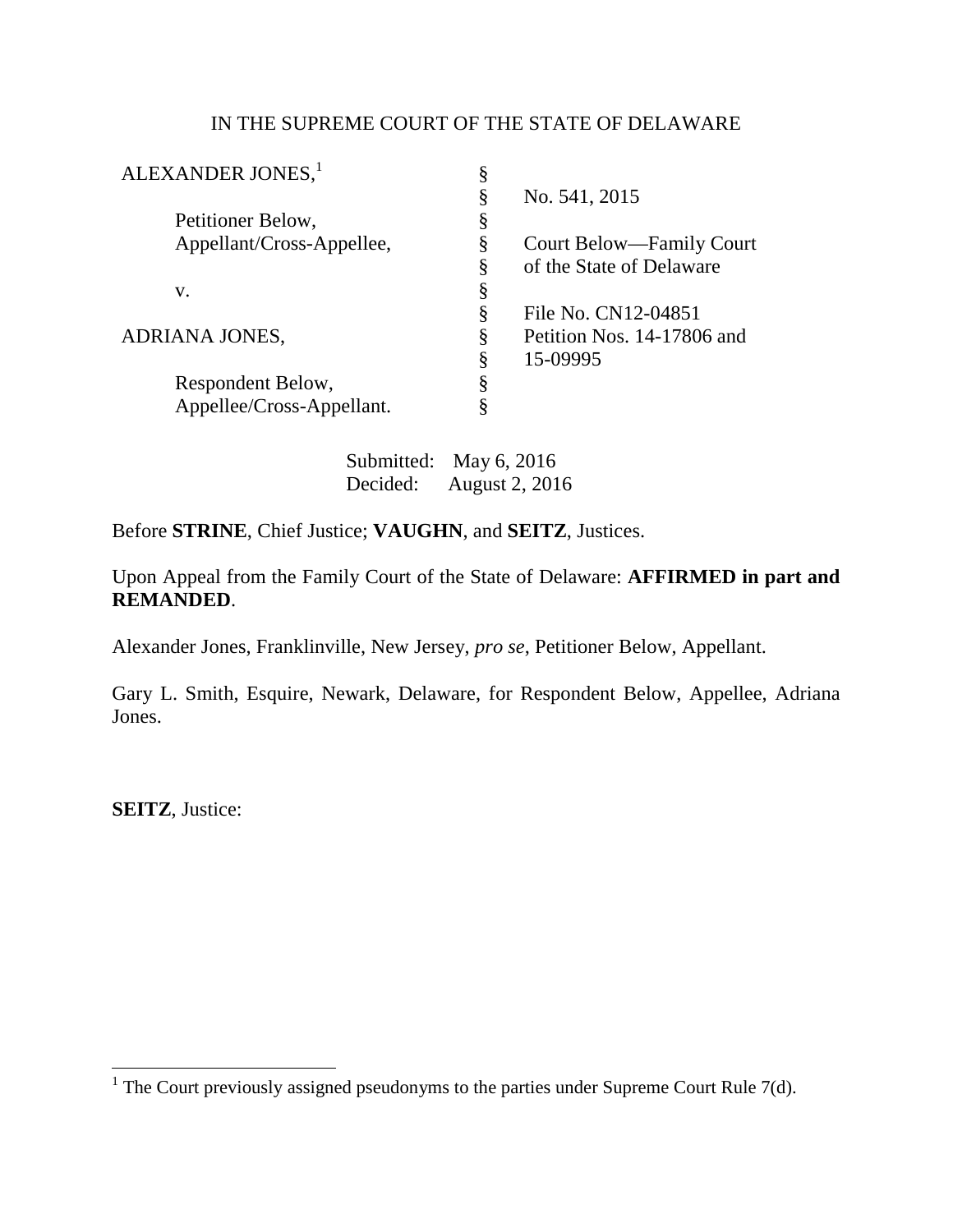IN THE SUPREME COURT OF THE STATE OF DELAWARE

| | | |
|---|---|---|
| ALEXANDER JONES,[1] | § | |
| | § | No. 541, 2015 |
| Petitioner Below, | § | |
| Appellant/Cross-Appellee, | § | Court Below—Family Court |
| | § | of the State of Delaware |
| v. | § | |
| | § | File No. CN12-04851 |
| ADRIANA JONES, | § | Petition Nos. 14-17806 and |
| | § | 15-09995 |
| Respondent Below, | § | |
| Appellee/Cross-Appellant. | § | |

Submitted: May 6, 2016
Decided: August 2, 2016

Before **STRINE**, Chief Justice; **VAUGHN**, and **SEITZ**, Justices.

Upon Appeal from the Family Court of the State of Delaware: **AFFIRMED in part and REMANDED**.

Alexander Jones, Franklinville, New Jersey, *pro se*, Petitioner Below, Appellant.

Gary L. Smith, Esquire, Newark, Delaware, for Respondent Below, Appellee, Adriana Jones.

**SEITZ**, Justice:

[1] The Court previously assigned pseudonyms to the parties under Supreme Court Rule 7(d).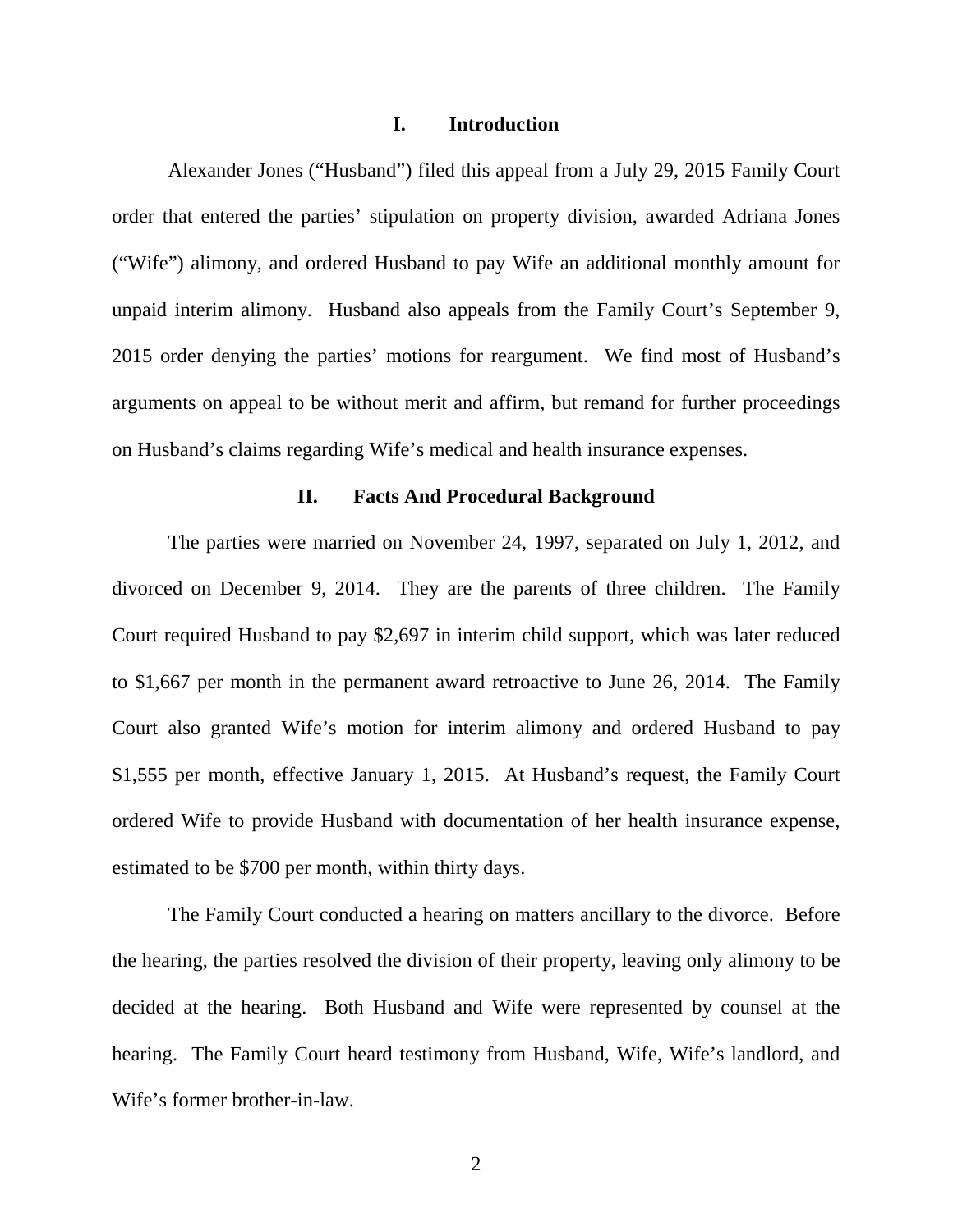## I. Introduction

Alexander Jones ("Husband") filed this appeal from a July 29, 2015 Family Court order that entered the parties' stipulation on property division, awarded Adriana Jones ("Wife") alimony, and ordered Husband to pay Wife an additional monthly amount for unpaid interim alimony. Husband also appeals from the Family Court's September 9, 2015 order denying the parties' motions for reargument. We find most of Husband's arguments on appeal to be without merit and affirm, but remand for further proceedings on Husband's claims regarding Wife's medical and health insurance expenses.

## II. Facts And Procedural Background

The parties were married on November 24, 1997, separated on July 1, 2012, and divorced on December 9, 2014. They are the parents of three children. The Family Court required Husband to pay $2,697 in interim child support, which was later reduced to $1,667 per month in the permanent award retroactive to June 26, 2014. The Family Court also granted Wife's motion for interim alimony and ordered Husband to pay $1,555 per month, effective January 1, 2015. At Husband's request, the Family Court ordered Wife to provide Husband with documentation of her health insurance expense, estimated to be $700 per month, within thirty days.

The Family Court conducted a hearing on matters ancillary to the divorce. Before the hearing, the parties resolved the division of their property, leaving only alimony to be decided at the hearing. Both Husband and Wife were represented by counsel at the hearing. The Family Court heard testimony from Husband, Wife, Wife's landlord, and Wife's former brother-in-law.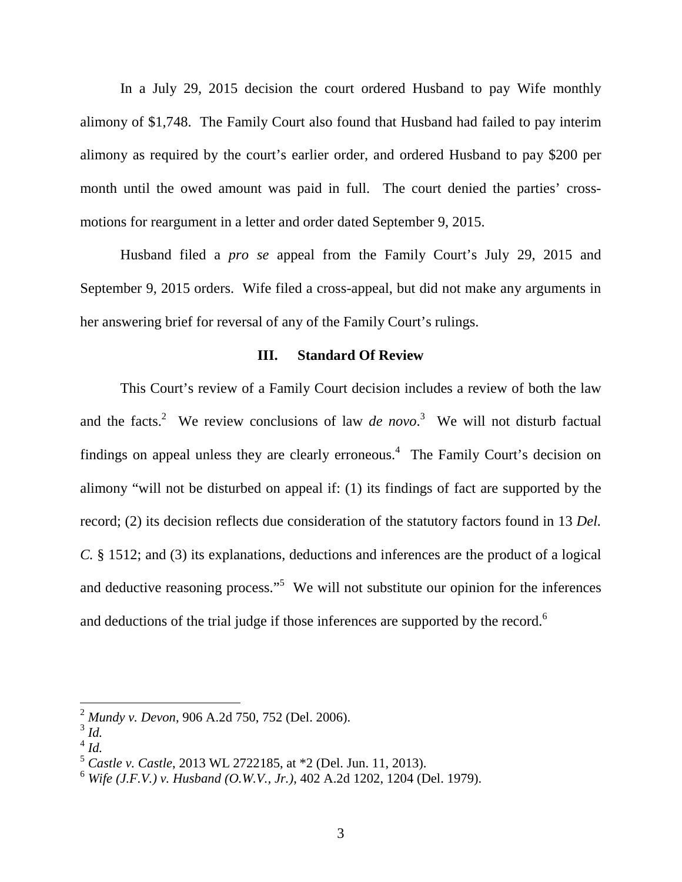In a July 29, 2015 decision the court ordered Husband to pay Wife monthly alimony of $1,748. The Family Court also found that Husband had failed to pay interim alimony as required by the court's earlier order, and ordered Husband to pay $200 per month until the owed amount was paid in full. The court denied the parties' cross-motions for reargument in a letter and order dated September 9, 2015.

Husband filed a *pro se* appeal from the Family Court's July 29, 2015 and September 9, 2015 orders. Wife filed a cross-appeal, but did not make any arguments in her answering brief for reversal of any of the Family Court's rulings.

### III. Standard Of Review

This Court's review of a Family Court decision includes a review of both the law and the facts.[2] We review conclusions of law *de novo*.[3] We will not disturb factual findings on appeal unless they are clearly erroneous.[4] The Family Court's decision on alimony "will not be disturbed on appeal if: (1) its findings of fact are supported by the record; (2) its decision reflects due consideration of the statutory factors found in 13 *Del. C.* § 1512; and (3) its explanations, deductions and inferences are the product of a logical and deductive reasoning process."[5] We will not substitute our opinion for the inferences and deductions of the trial judge if those inferences are supported by the record.[6]

---

[2] *Mundy v. Devon*, 906 A.2d 750, 752 (Del. 2006).

[3] *Id.*

[4] *Id.*

[5] *Castle v. Castle*, 2013 WL 2722185, at *2 (Del. Jun. 11, 2013).

[6] *Wife (J.F.V.) v. Husband (O.W.V., Jr.)*, 402 A.2d 1202, 1204 (Del. 1979).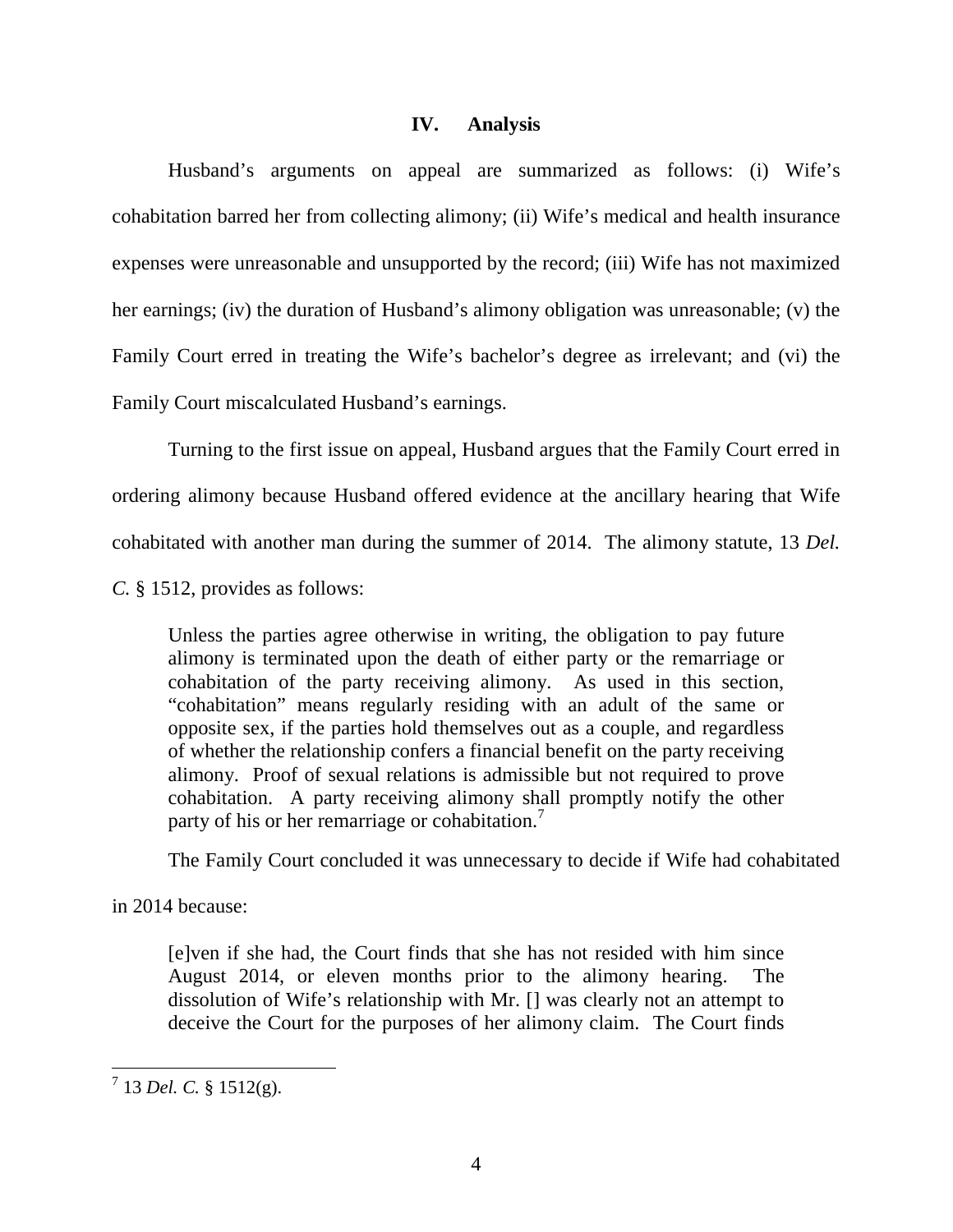## IV. Analysis

Husband's arguments on appeal are summarized as follows: (i) Wife's cohabitation barred her from collecting alimony; (ii) Wife's medical and health insurance expenses were unreasonable and unsupported by the record; (iii) Wife has not maximized her earnings; (iv) the duration of Husband's alimony obligation was unreasonable; (v) the Family Court erred in treating the Wife's bachelor's degree as irrelevant; and (vi) the Family Court miscalculated Husband's earnings.

Turning to the first issue on appeal, Husband argues that the Family Court erred in ordering alimony because Husband offered evidence at the ancillary hearing that Wife cohabitated with another man during the summer of 2014. The alimony statute, 13 *Del. C.* § 1512, provides as follows:

> Unless the parties agree otherwise in writing, the obligation to pay future alimony is terminated upon the death of either party or the remarriage or cohabitation of the party receiving alimony. As used in this section, "cohabitation" means regularly residing with an adult of the same or opposite sex, if the parties hold themselves out as a couple, and regardless of whether the relationship confers a financial benefit on the party receiving alimony. Proof of sexual relations is admissible but not required to prove cohabitation. A party receiving alimony shall promptly notify the other party of his or her remarriage or cohabitation.[7]

The Family Court concluded it was unnecessary to decide if Wife had cohabitated in 2014 because:

> [e]ven if she had, the Court finds that she has not resided with him since August 2014, or eleven months prior to the alimony hearing. The dissolution of Wife's relationship with Mr. [] was clearly not an attempt to deceive the Court for the purposes of her alimony claim. The Court finds

[7] 13 *Del. C.* § 1512(g).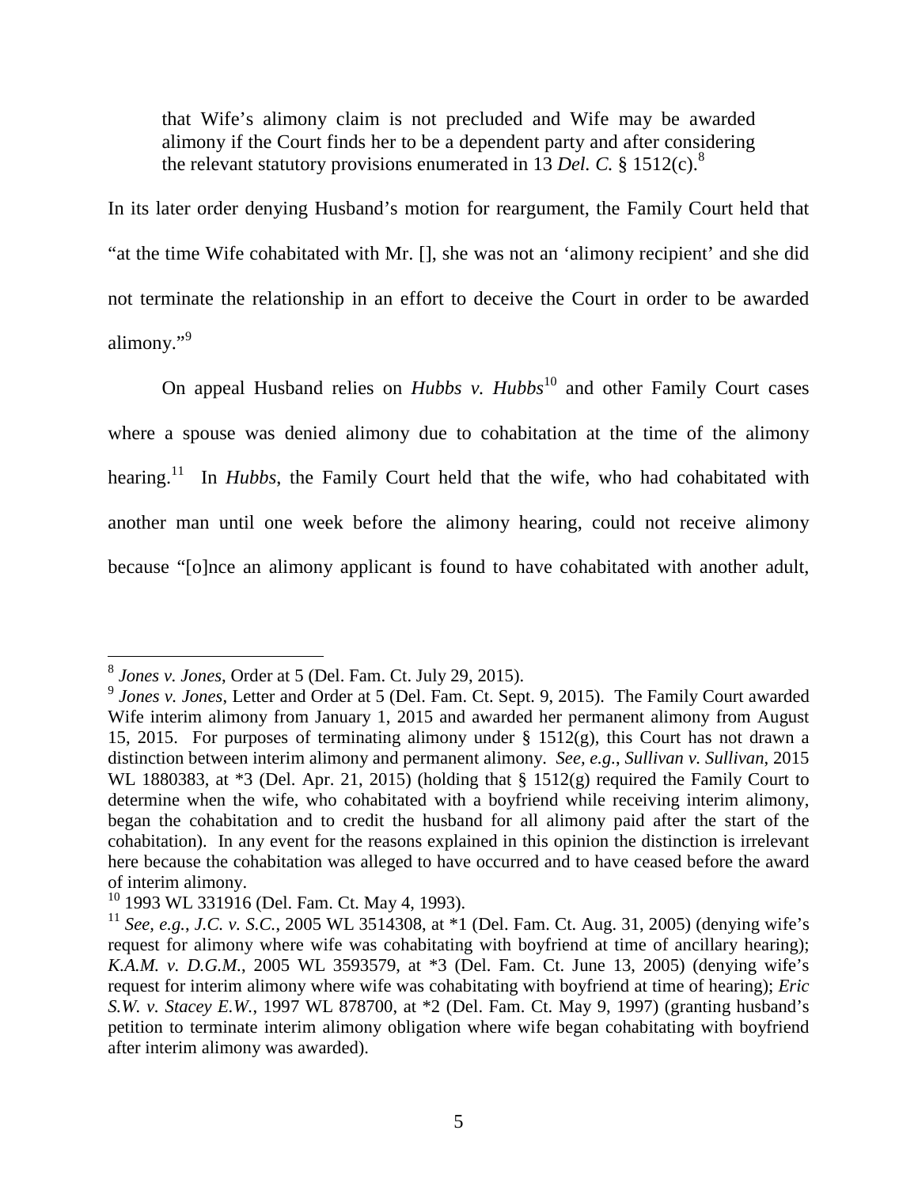that Wife's alimony claim is not precluded and Wife may be awarded alimony if the Court finds her to be a dependent party and after considering the relevant statutory provisions enumerated in 13 *Del. C.* § 1512(c).[8]

In its later order denying Husband's motion for reargument, the Family Court held that "at the time Wife cohabitated with Mr. [], she was not an 'alimony recipient' and she did not terminate the relationship in an effort to deceive the Court in order to be awarded alimony."[9]

On appeal Husband relies on *Hubbs v. Hubbs*[10] and other Family Court cases where a spouse was denied alimony due to cohabitation at the time of the alimony hearing.[11] In *Hubbs*, the Family Court held that the wife, who had cohabitated with another man until one week before the alimony hearing, could not receive alimony because "[o]nce an alimony applicant is found to have cohabitated with another adult,

---

[8] *Jones v. Jones*, Order at 5 (Del. Fam. Ct. July 29, 2015).

[9] *Jones v. Jones*, Letter and Order at 5 (Del. Fam. Ct. Sept. 9, 2015). The Family Court awarded Wife interim alimony from January 1, 2015 and awarded her permanent alimony from August 15, 2015. For purposes of terminating alimony under § 1512(g), this Court has not drawn a distinction between interim alimony and permanent alimony. *See, e.g.*, *Sullivan v. Sullivan*, 2015 WL 1880383, at *3 (Del. Apr. 21, 2015) (holding that § 1512(g) required the Family Court to determine when the wife, who cohabitated with a boyfriend while receiving interim alimony, began the cohabitation and to credit the husband for all alimony paid after the start of the cohabitation). In any event for the reasons explained in this opinion the distinction is irrelevant here because the cohabitation was alleged to have occurred and to have ceased before the award of interim alimony.

[10] 1993 WL 331916 (Del. Fam. Ct. May 4, 1993).

[11] *See, e.g.*, *J.C. v. S.C.*, 2005 WL 3514308, at *1 (Del. Fam. Ct. Aug. 31, 2005) (denying wife's request for alimony where wife was cohabitating with boyfriend at time of ancillary hearing); *K.A.M. v. D.G.M.*, 2005 WL 3593579, at *3 (Del. Fam. Ct. June 13, 2005) (denying wife's request for interim alimony where wife was cohabitating with boyfriend at time of hearing); *Eric S.W. v. Stacey E.W.*, 1997 WL 878700, at *2 (Del. Fam. Ct. May 9, 1997) (granting husband's petition to terminate interim alimony obligation where wife began cohabitating with boyfriend after interim alimony was awarded).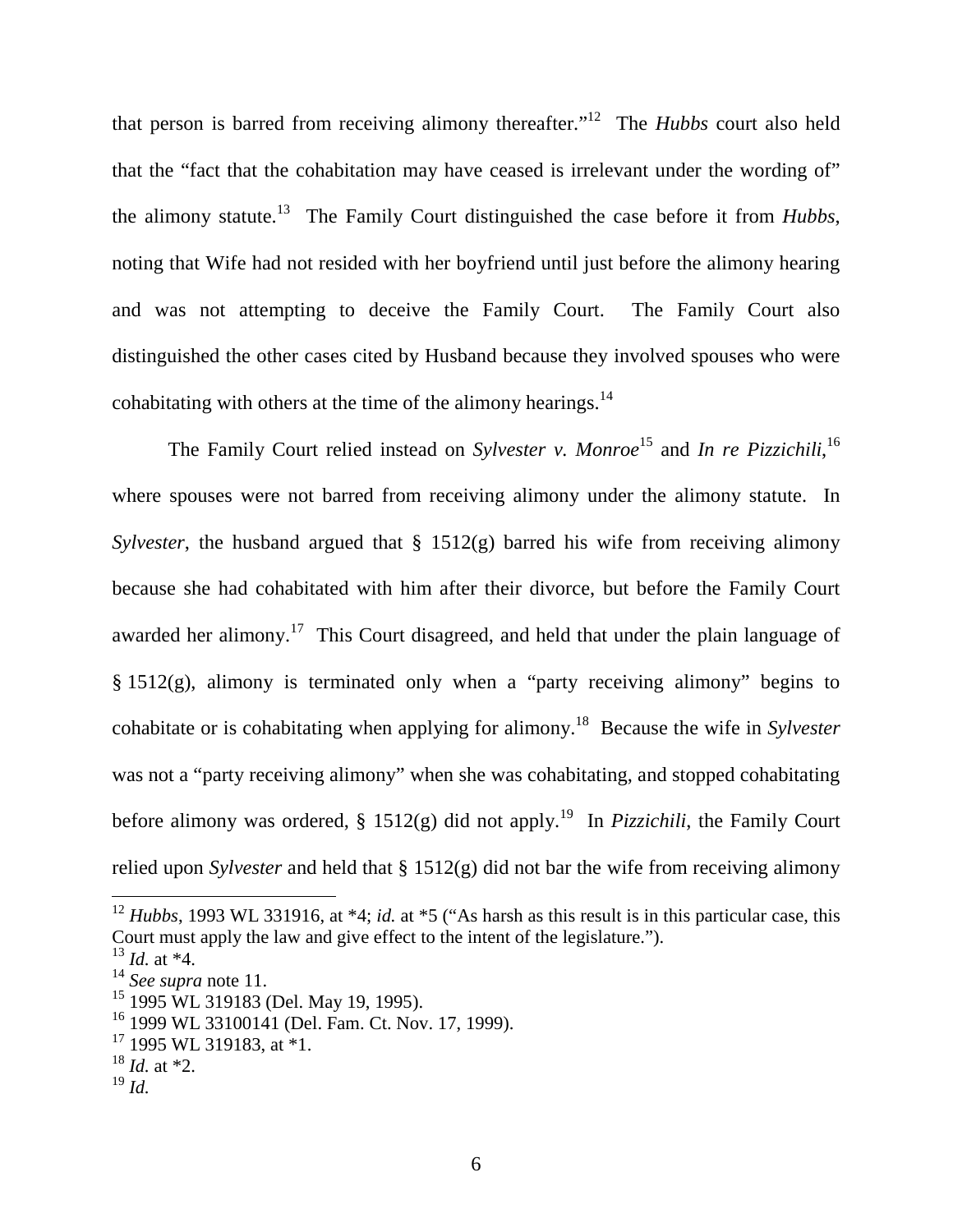that person is barred from receiving alimony thereafter."[12] The *Hubbs* court also held that the "fact that the cohabitation may have ceased is irrelevant under the wording of" the alimony statute.[13] The Family Court distinguished the case before it from *Hubbs*, noting that Wife had not resided with her boyfriend until just before the alimony hearing and was not attempting to deceive the Family Court. The Family Court also distinguished the other cases cited by Husband because they involved spouses who were cohabitating with others at the time of the alimony hearings.[14]

The Family Court relied instead on *Sylvester v. Monroe*[15] and *In re Pizzichili*,[16] where spouses were not barred from receiving alimony under the alimony statute. In *Sylvester*, the husband argued that § 1512(g) barred his wife from receiving alimony because she had cohabitated with him after their divorce, but before the Family Court awarded her alimony.[17] This Court disagreed, and held that under the plain language of § 1512(g), alimony is terminated only when a "party receiving alimony" begins to cohabitate or is cohabitating when applying for alimony.[18] Because the wife in *Sylvester* was not a "party receiving alimony" when she was cohabitating, and stopped cohabitating before alimony was ordered, § 1512(g) did not apply.[19] In *Pizzichili*, the Family Court relied upon *Sylvester* and held that § 1512(g) did not bar the wife from receiving alimony

---

[12] *Hubbs*, 1993 WL 331916, at *4; *id.* at *5 ("As harsh as this result is in this particular case, this Court must apply the law and give effect to the intent of the legislature.").

[13] *Id.* at *4.

[14] *See supra* note 11.

[15] 1995 WL 319183 (Del. May 19, 1995).

[16] 1999 WL 33100141 (Del. Fam. Ct. Nov. 17, 1999).

[17] 1995 WL 319183, at *1.

[18] *Id.* at *2.

[19] *Id.*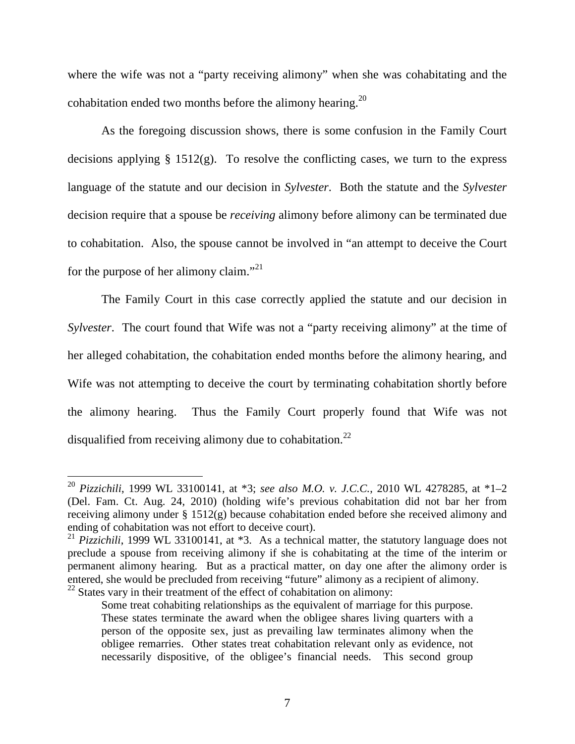where the wife was not a "party receiving alimony" when she was cohabitating and the cohabitation ended two months before the alimony hearing.[20]

As the foregoing discussion shows, there is some confusion in the Family Court decisions applying § 1512(g). To resolve the conflicting cases, we turn to the express language of the statute and our decision in *Sylvester*. Both the statute and the *Sylvester* decision require that a spouse be *receiving* alimony before alimony can be terminated due to cohabitation. Also, the spouse cannot be involved in "an attempt to deceive the Court for the purpose of her alimony claim."[21]

The Family Court in this case correctly applied the statute and our decision in *Sylvester*. The court found that Wife was not a "party receiving alimony" at the time of her alleged cohabitation, the cohabitation ended months before the alimony hearing, and Wife was not attempting to deceive the court by terminating cohabitation shortly before the alimony hearing. Thus the Family Court properly found that Wife was not disqualified from receiving alimony due to cohabitation.[22]

---

[20] *Pizzichili*, 1999 WL 33100141, at *3; *see also M.O. v. J.C.C.*, 2010 WL 4278285, at *1–2 (Del. Fam. Ct. Aug. 24, 2010) (holding wife's previous cohabitation did not bar her from receiving alimony under § 1512(g) because cohabitation ended before she received alimony and ending of cohabitation was not effort to deceive court).

[21] *Pizzichili*, 1999 WL 33100141, at *3. As a technical matter, the statutory language does not preclude a spouse from receiving alimony if she is cohabitating at the time of the interim or permanent alimony hearing. But as a practical matter, on day one after the alimony order is entered, she would be precluded from receiving "future" alimony as a recipient of alimony.

[22] States vary in their treatment of the effect of cohabitation on alimony:

> Some treat cohabiting relationships as the equivalent of marriage for this purpose. These states terminate the award when the obligee shares living quarters with a person of the opposite sex, just as prevailing law terminates alimony when the obligee remarries. Other states treat cohabitation relevant only as evidence, not necessarily dispositive, of the obligee's financial needs. This second group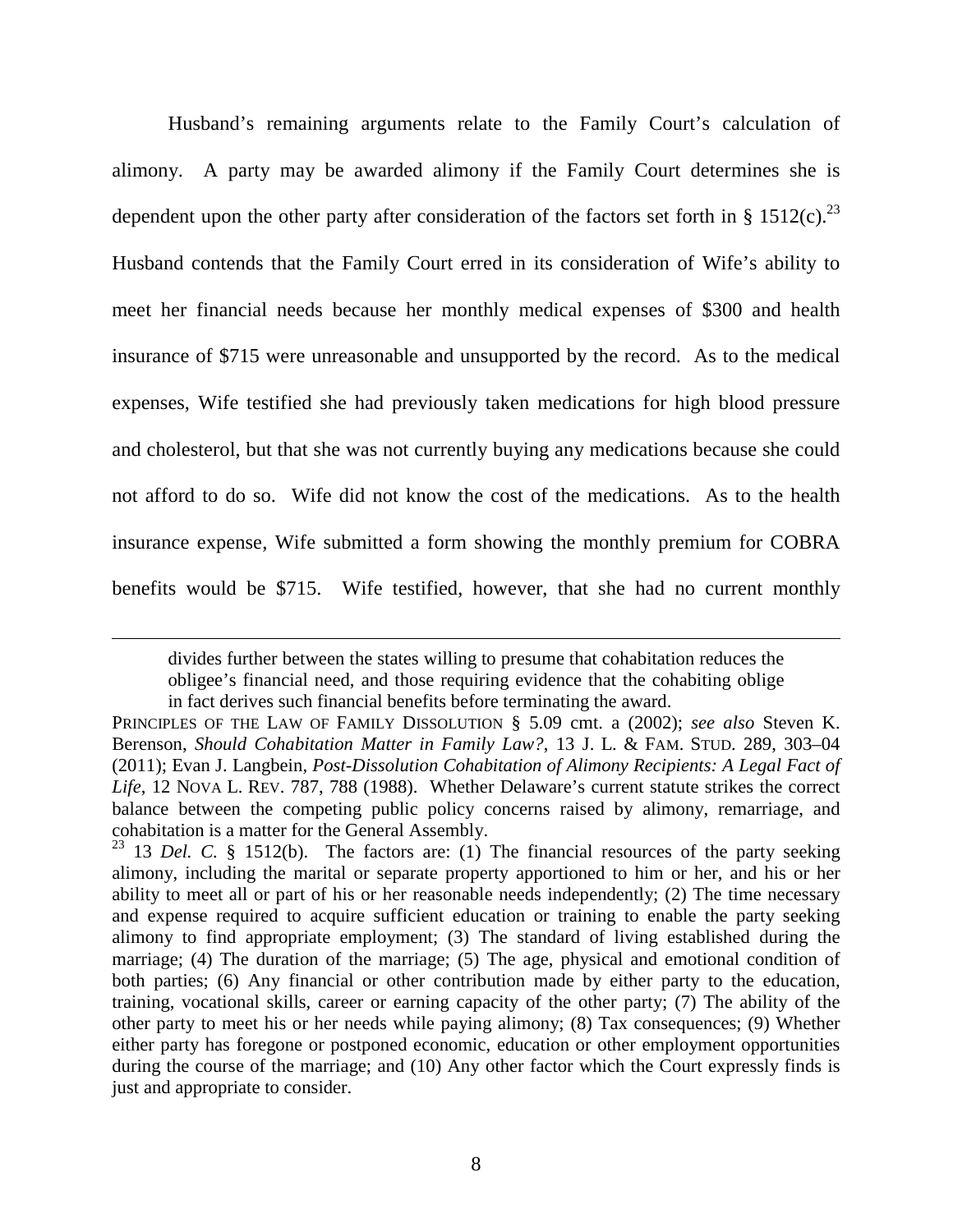Husband's remaining arguments relate to the Family Court's calculation of alimony. A party may be awarded alimony if the Family Court determines she is dependent upon the other party after consideration of the factors set forth in § 1512(c).[23] Husband contends that the Family Court erred in its consideration of Wife's ability to meet her financial needs because her monthly medical expenses of $300 and health insurance of $715 were unreasonable and unsupported by the record. As to the medical expenses, Wife testified she had previously taken medications for high blood pressure and cholesterol, but that she was not currently buying any medications because she could not afford to do so. Wife did not know the cost of the medications. As to the health insurance expense, Wife submitted a form showing the monthly premium for COBRA benefits would be $715. Wife testified, however, that she had no current monthly

---

> divides further between the states willing to presume that cohabitation reduces the obligee's financial need, and those requiring evidence that the cohabiting oblige in fact derives such financial benefits before terminating the award.

PRINCIPLES OF THE LAW OF FAMILY DISSOLUTION § 5.09 cmt. a (2002); *see also* Steven K. Berenson, *Should Cohabitation Matter in Family Law?*, 13 J. L. & FAM. STUD. 289, 303–04 (2011); Evan J. Langbein, *Post-Dissolution Cohabitation of Alimony Recipients: A Legal Fact of Life*, 12 NOVA L. REV. 787, 788 (1988). Whether Delaware's current statute strikes the correct balance between the competing public policy concerns raised by alimony, remarriage, and cohabitation is a matter for the General Assembly.

[23] 13 *Del. C.* § 1512(b). The factors are: (1) The financial resources of the party seeking alimony, including the marital or separate property apportioned to him or her, and his or her ability to meet all or part of his or her reasonable needs independently; (2) The time necessary and expense required to acquire sufficient education or training to enable the party seeking alimony to find appropriate employment; (3) The standard of living established during the marriage; (4) The duration of the marriage; (5) The age, physical and emotional condition of both parties; (6) Any financial or other contribution made by either party to the education, training, vocational skills, career or earning capacity of the other party; (7) The ability of the other party to meet his or her needs while paying alimony; (8) Tax consequences; (9) Whether either party has foregone or postponed economic, education or other employment opportunities during the course of the marriage; and (10) Any other factor which the Court expressly finds is just and appropriate to consider.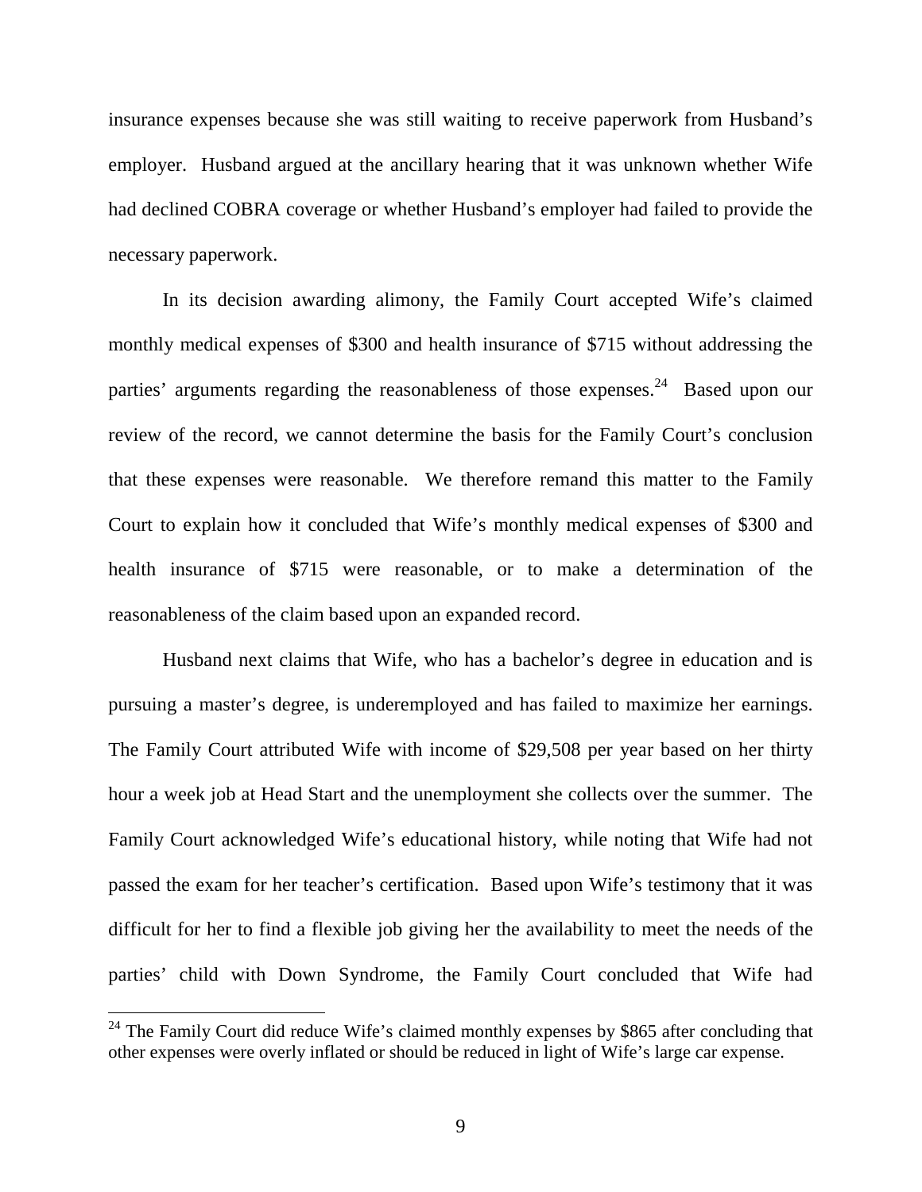insurance expenses because she was still waiting to receive paperwork from Husband's employer. Husband argued at the ancillary hearing that it was unknown whether Wife had declined COBRA coverage or whether Husband's employer had failed to provide the necessary paperwork.

In its decision awarding alimony, the Family Court accepted Wife's claimed monthly medical expenses of $300 and health insurance of $715 without addressing the parties' arguments regarding the reasonableness of those expenses.[24] Based upon our review of the record, we cannot determine the basis for the Family Court's conclusion that these expenses were reasonable. We therefore remand this matter to the Family Court to explain how it concluded that Wife's monthly medical expenses of $300 and health insurance of $715 were reasonable, or to make a determination of the reasonableness of the claim based upon an expanded record.

Husband next claims that Wife, who has a bachelor's degree in education and is pursuing a master's degree, is underemployed and has failed to maximize her earnings. The Family Court attributed Wife with income of $29,508 per year based on her thirty hour a week job at Head Start and the unemployment she collects over the summer. The Family Court acknowledged Wife's educational history, while noting that Wife had not passed the exam for her teacher's certification. Based upon Wife's testimony that it was difficult for her to find a flexible job giving her the availability to meet the needs of the parties' child with Down Syndrome, the Family Court concluded that Wife had

---

[24] The Family Court did reduce Wife's claimed monthly expenses by $865 after concluding that other expenses were overly inflated or should be reduced in light of Wife's large car expense.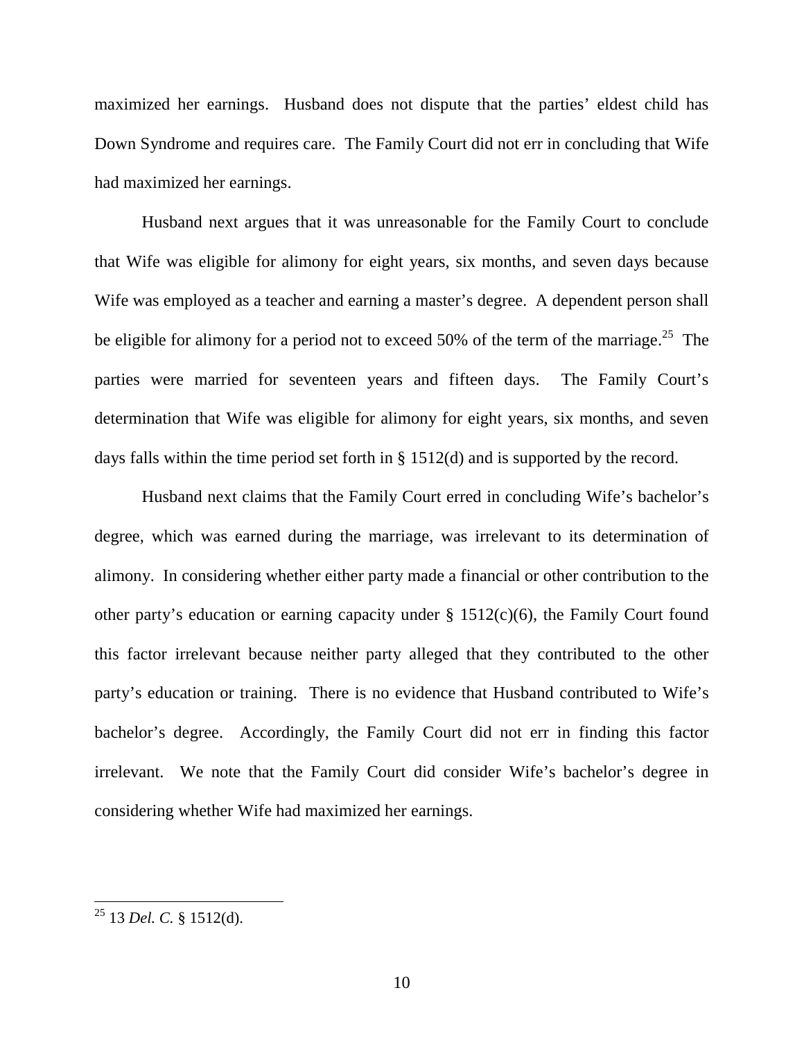maximized her earnings. Husband does not dispute that the parties' eldest child has Down Syndrome and requires care. The Family Court did not err in concluding that Wife had maximized her earnings.

Husband next argues that it was unreasonable for the Family Court to conclude that Wife was eligible for alimony for eight years, six months, and seven days because Wife was employed as a teacher and earning a master's degree. A dependent person shall be eligible for alimony for a period not to exceed 50% of the term of the marriage.[25] The parties were married for seventeen years and fifteen days. The Family Court's determination that Wife was eligible for alimony for eight years, six months, and seven days falls within the time period set forth in § 1512(d) and is supported by the record.

Husband next claims that the Family Court erred in concluding Wife's bachelor's degree, which was earned during the marriage, was irrelevant to its determination of alimony. In considering whether either party made a financial or other contribution to the other party's education or earning capacity under § 1512(c)(6), the Family Court found this factor irrelevant because neither party alleged that they contributed to the other party's education or training. There is no evidence that Husband contributed to Wife's bachelor's degree. Accordingly, the Family Court did not err in finding this factor irrelevant. We note that the Family Court did consider Wife's bachelor's degree in considering whether Wife had maximized her earnings.

---

[25] 13 *Del. C.* § 1512(d).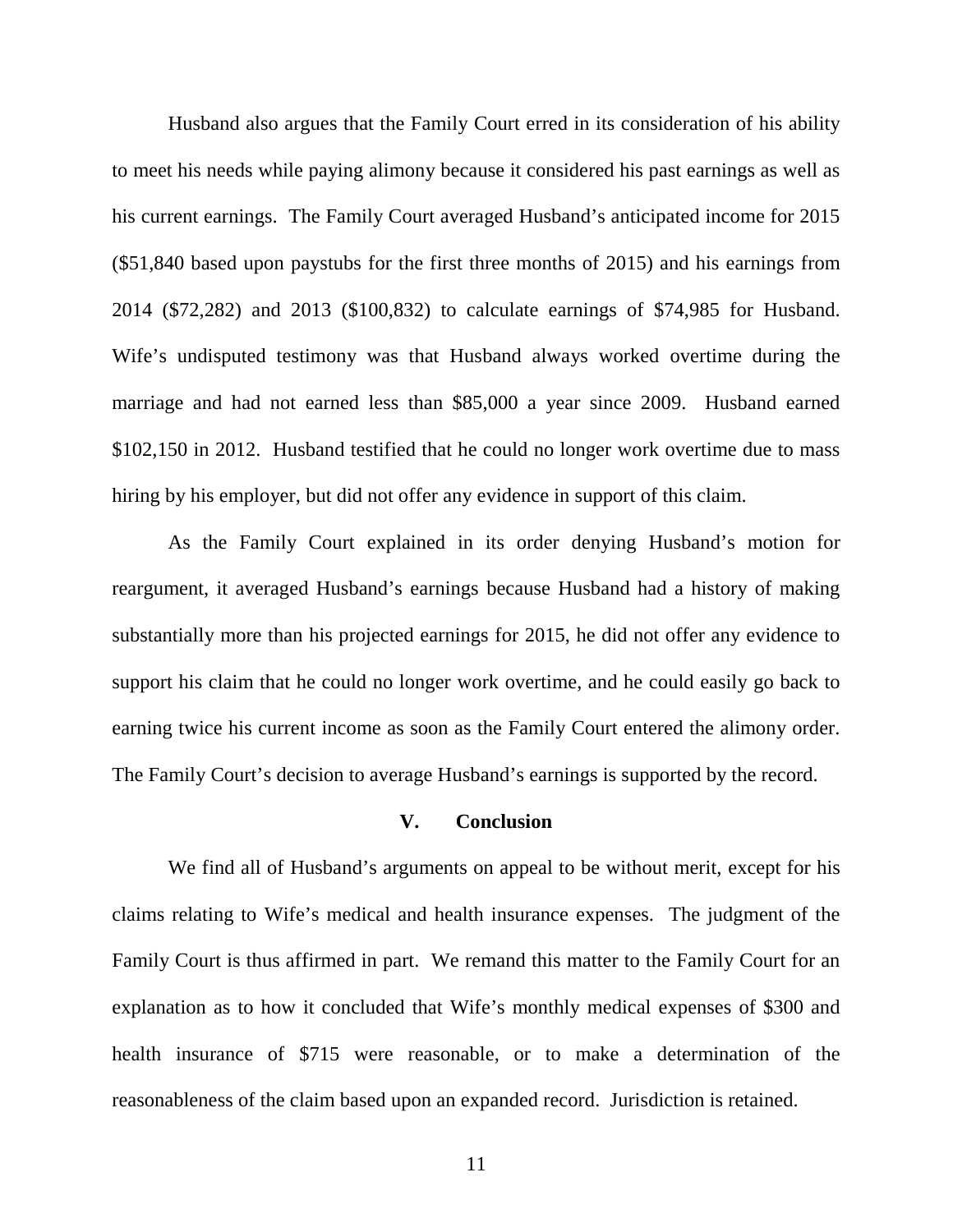Husband also argues that the Family Court erred in its consideration of his ability to meet his needs while paying alimony because it considered his past earnings as well as his current earnings. The Family Court averaged Husband's anticipated income for 2015 ($51,840 based upon paystubs for the first three months of 2015) and his earnings from 2014 ($72,282) and 2013 ($100,832) to calculate earnings of $74,985 for Husband. Wife's undisputed testimony was that Husband always worked overtime during the marriage and had not earned less than $85,000 a year since 2009. Husband earned $102,150 in 2012. Husband testified that he could no longer work overtime due to mass hiring by his employer, but did not offer any evidence in support of this claim.

As the Family Court explained in its order denying Husband's motion for reargument, it averaged Husband's earnings because Husband had a history of making substantially more than his projected earnings for 2015, he did not offer any evidence to support his claim that he could no longer work overtime, and he could easily go back to earning twice his current income as soon as the Family Court entered the alimony order. The Family Court's decision to average Husband's earnings is supported by the record.

## V. Conclusion

We find all of Husband's arguments on appeal to be without merit, except for his claims relating to Wife's medical and health insurance expenses. The judgment of the Family Court is thus affirmed in part. We remand this matter to the Family Court for an explanation as to how it concluded that Wife's monthly medical expenses of $300 and health insurance of $715 were reasonable, or to make a determination of the reasonableness of the claim based upon an expanded record. Jurisdiction is retained.